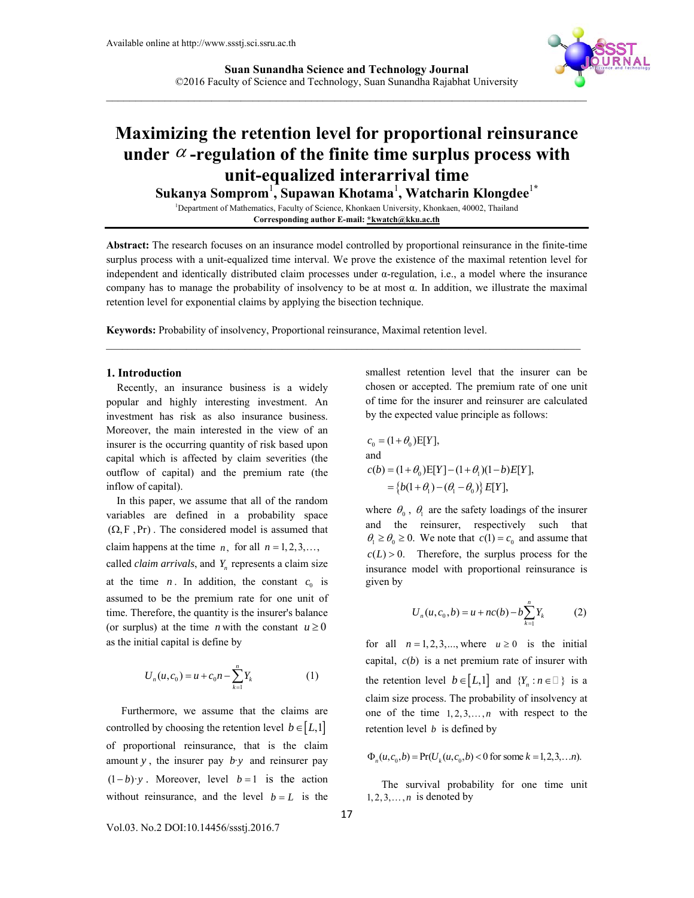# Maximizing the retention level for proportional reinsurance under $\alpha$-regulation of the finite time surplus process with unit-equalized interarrival time

**Sukanya Somprom[1], Supawan Khotama[1], Watcharin Klongdee[1*]**

[1]Department of Mathematics, Faculty of Science, Khonkaen University, Khonkaen, 40002, Thailand

**Corresponding author E-mail: *kwatch@kku.ac.th**

**Abstract:** The research focuses on an insurance model controlled by proportional reinsurance in the finite-time surplus process with a unit-equalized time interval. We prove the existence of the maximal retention level for independent and identically distributed claim processes under α-regulation, i.e., a model where the insurance company has to manage the probability of insolvency to be at most α. In addition, we illustrate the maximal retention level for exponential claims by applying the bisection technique.

**Keywords:** Probability of insolvency, Proportional reinsurance, Maximal retention level.

## 1. Introduction

Recently, an insurance business is a widely popular and highly interesting investment. An investment has risk as also insurance business. Moreover, the main interested in the view of an insurer is the occurring quantity of risk based upon capital which is affected by claim severities (the outflow of capital) and the premium rate (the inflow of capital).

In this paper, we assume that all of the random variables are defined in a probability space $(\Omega, \mathrm{F}, \Pr)$. The considered model is assumed that claim happens at the time $n$, for all $n = 1, 2, 3, \ldots$, called *claim arrivals*, and $Y_n$ represents a claim size at the time $n$. In addition, the constant $c_0$ is assumed to be the premium rate for one unit of time. Therefore, the quantity is the insurer's balance (or surplus) at the time $n$ with the constant $u \geq 0$ as the initial capital is define by

$$U_n(u, c_0) = u + c_0 n - \sum_{k=1}^{n} Y_k \tag{1}$$

Furthermore, we assume that the claims are controlled by choosing the retention level $b \in [L, 1]$ of proportional reinsurance, that is the claim amount $y$, the insurer pay $b \cdot y$ and reinsurer pay $(1-b) \cdot y$. Moreover, level $b = 1$ is the action without reinsurance, and the level $b = L$ is the smallest retention level that the insurer can be chosen or accepted. The premium rate of one unit of time for the insurer and reinsurer are calculated by the expected value principle as follows:

$$c_0 = (1+\theta_0)\mathrm{E}[Y],$$

and

$$\begin{aligned} c(b) &= (1+\theta_0)\mathrm{E}[Y] - (1+\theta_1)(1-b)E[Y], \\ &= \left\{ b(1+\theta_1) - (\theta_1 - \theta_0) \right\} E[Y], \end{aligned}$$

where $\theta_0$, $\theta_1$ are the safety loadings of the insurer and the reinsurer, respectively such that $\theta_1 \geq \theta_0 \geq 0.$ We note that $c(1) = c_0$ and assume that $c(L) > 0$. Therefore, the surplus process for the insurance model with proportional reinsurance is given by

$$U_n(u, c_0, b) = u + nc(b) - b\sum_{k=1}^{n} Y_k \tag{2}$$

for all $n = 1, 2, 3, \ldots$, where $u \geq 0$ is the initial capital, $c(b)$ is a net premium rate of insurer with the retention level $b \in [L, 1]$ and $\{Y_n : n \in \mathbb{N}\}$ is a claim size process. The probability of insolvency at one of the time $1, 2, 3, \ldots, n$ with respect to the retention level $b$ is defined by

$$\Phi_n(u, c_0, b) = \Pr(U_k(u, c_0, b) < 0 \text{ for some } k = 1, 2, 3, \ldots n).$$

The survival probability for one time unit $1, 2, 3, \ldots, n$ is denoted by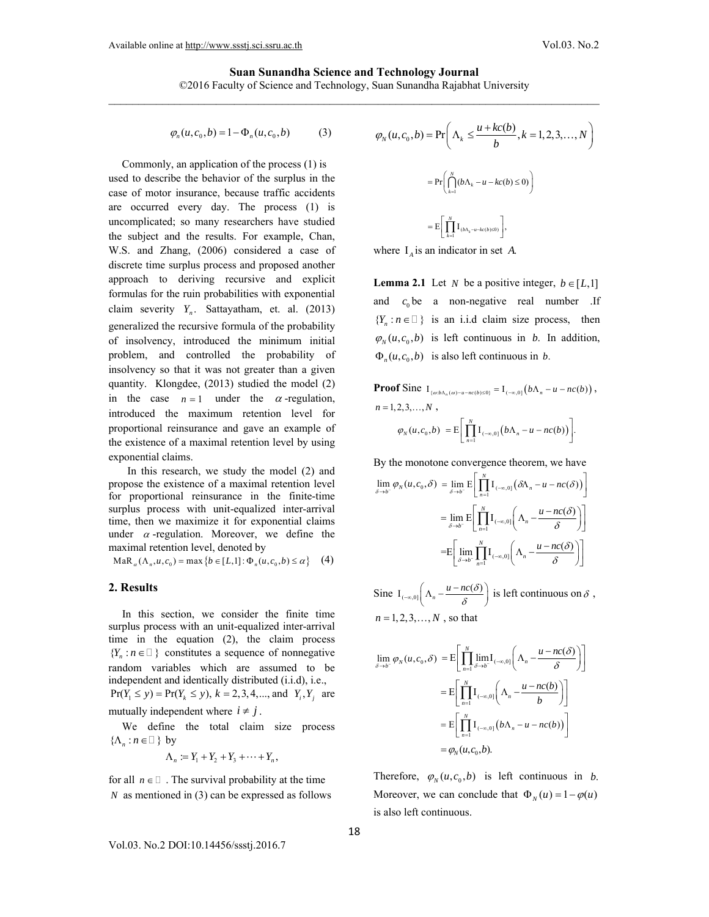$$\varphi_n(u,c_0,b) = 1 - \Phi_n(u,c_0,b) \qquad (3)$$

Commonly, an application of the process (1) is used to describe the behavior of the surplus in the case of motor insurance, because traffic accidents are occurred every day. The process (1) is uncomplicated; so many researchers have studied the subject and the results. For example, Chan, W.S. and Zhang, (2006) considered a case of discrete time surplus process and proposed another approach to deriving recursive and explicit formulas for the ruin probabilities with exponential claim severity $Y_n$. Sattayatham, et. al. (2013) generalized the recursive formula of the probability of insolvency, introduced the minimum initial problem, and controlled the probability of insolvency so that it was not greater than a given quantity. Klongdee, (2013) studied the model (2) in the case $n=1$ under the $\alpha$-regulation, introduced the maximum retention level for proportional reinsurance and gave an example of the existence of a maximal retention level by using exponential claims.

In this research, we study the model (2) and propose the existence of a maximal retention level for proportional reinsurance in the finite-time surplus process with unit-equalized inter-arrival time, then we maximize it for exponential claims under $\alpha$-regulation. Moreover, we define the maximal retention level, denoted by

$$\mathrm{MaR}_\alpha(\Lambda_n, u, c_0) = \max\{b \in [L,1] : \Phi_n(u,c_0,b) \le \alpha\} \qquad (4)$$

## 2. Results

In this section, we consider the finite time surplus process with an unit-equalized inter-arrival time in the equation (2), the claim process $\{Y_n : n \in \mathbb{N}\}$ constitutes a sequence of nonnegative random variables which are assumed to be independent and identically distributed (i.i.d), i.e., $\Pr(Y_1 \le y) = \Pr(Y_k \le y),\ k = 2,3,4,...,$ and $Y_i, Y_j$ are mutually independent where $i \ne j$.

We define the total claim size process $\{\Lambda_n : n \in \mathbb{N}\}$ by

$$\Lambda_n := Y_1 + Y_2 + Y_3 + \cdots + Y_n,$$

for all $n \in \mathbb{N}$. The survival probability at the time $N$ as mentioned in (3) can be expressed as follows

$$\varphi_N(u,c_0,b) = \Pr\left(\Lambda_k \le \frac{u + kc(b)}{b}, k = 1,2,3,\ldots,N\right)$$

$$= \Pr\left(\bigcap_{k=1}^{N} (b\Lambda_k - u - kc(b) \le 0)\right)$$

$$= \mathrm{E}\left[\prod_{k=1}^{N} \mathrm{I}_{(b\Lambda_k - u - kc(b) \le 0)}\right],$$

where $\mathrm{I}_A$ is an indicator in set $A$.

**Lemma 2.1** Let $N$ be a positive integer, $b \in [L,1]$ and $c_0$ be a non-negative real number .If $\{Y_n : n \in \mathbb{N}\}$ is an i.i.d claim size process, then $\varphi_N(u,c_0,b)$ is left continuous in $b$. In addition, $\Phi_n(u,c_0,b)$ is also left continuous in $b$.

**Proof** Sine $\mathrm{I}_{\{\omega: b\Lambda_n(\omega) - u - nc(b) \le 0\}} = \mathrm{I}_{(-\infty,0]}(b\Lambda_n - u - nc(b))$, $n = 1,2,3,\ldots,N$,

$$\varphi_N(u,c_0,b) = \mathrm{E}\left[\prod_{n=1}^{N} \mathrm{I}_{(-\infty,0]}(b\Lambda_n - u - nc(b))\right].$$

By the monotone convergence theorem, we have

$$\lim_{\delta \to b^-} \varphi_N(u,c_0,\delta) = \lim_{\delta \to b^-} \mathrm{E}\left[\prod_{n=1}^{N} \mathrm{I}_{(-\infty,0]}(\delta\Lambda_n - u - nc(\delta))\right]$$

$$= \lim_{\delta \to b^-} \mathrm{E}\left[\prod_{n=1}^{N} \mathrm{I}_{(-\infty,0]}\left(\Lambda_n - \frac{u - nc(\delta)}{\delta}\right)\right]$$

$$= \mathrm{E}\left[\lim_{\delta \to b^-} \prod_{n=1}^{N} \mathrm{I}_{(-\infty,0]}\left(\Lambda_n - \frac{u - nc(\delta)}{\delta}\right)\right]$$

Sine $\mathrm{I}_{(-\infty,0]}\left(\Lambda_n - \dfrac{u - nc(\delta)}{\delta}\right)$ is left continuous on $\delta$, $n = 1,2,3,\ldots,N$, so that

$$\lim_{\delta \to b^-} \varphi_N(u,c_0,\delta) = \mathrm{E}\left[\prod_{n=1}^{N} \lim_{\delta \to b^-} \mathrm{I}_{(-\infty,0]}\left(\Lambda_n - \frac{u - nc(\delta)}{\delta}\right)\right]$$

$$= \mathrm{E}\left[\prod_{n=1}^{N} \mathrm{I}_{(-\infty,0]}\left(\Lambda_n - \frac{u - nc(b)}{b}\right)\right]$$

$$= \mathrm{E}\left[\prod_{n=1}^{N} \mathrm{I}_{(-\infty,0]}(b\Lambda_n - u - nc(b))\right]$$

$$= \varphi_N(u,c_0,b).$$

Therefore, $\varphi_N(u,c_0,b)$ is left continuous in $b$. Moreover, we can conclude that $\Phi_N(u) = 1 - \varphi(u)$ is also left continuous.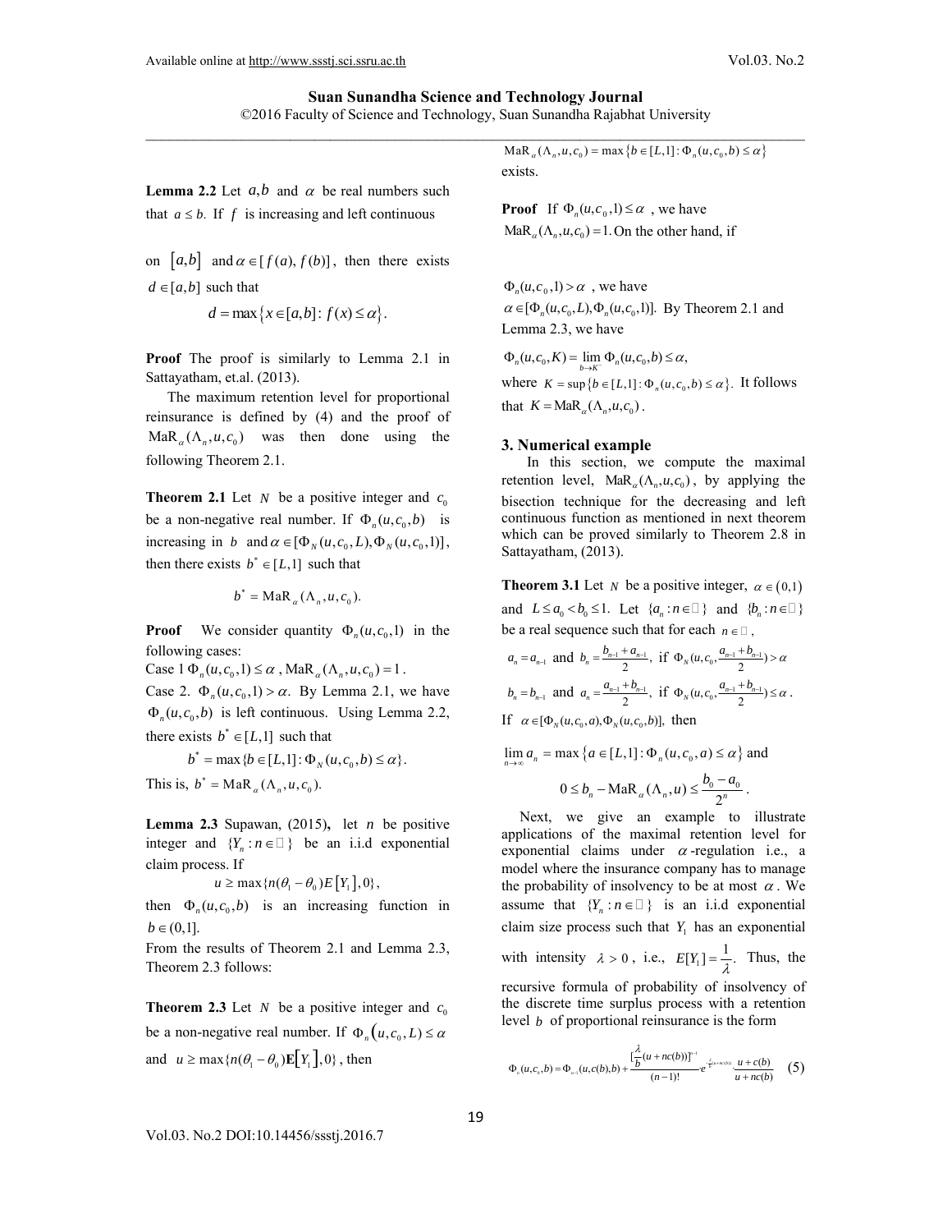**Lemma 2.2** Let $a, b$ and $\alpha$ be real numbers such that $a \le b$. If $f$ is increasing and left continuous on $[a,b]$ and $\alpha \in [f(a), f(b)]$, then there exists $d \in [a,b]$ such that

$$d = \max\{x \in [a,b] : f(x) \le \alpha\}.$$

**Proof** The proof is similarly to Lemma 2.1 in Sattayatham, et.al. (2013).

The maximum retention level for proportional reinsurance is defined by (4) and the proof of $\mathrm{MaR}_\alpha(\Lambda_n, u, c_0)$ was then done using the following Theorem 2.1.

**Theorem 2.1** Let $N$ be a positive integer and $c_0$ be a non-negative real number. If $\Phi_n(u, c_0, b)$ is increasing in $b$ and $\alpha \in [\Phi_N(u, c_0, L), \Phi_N(u, c_0, 1)]$, then there exists $b^* \in [L,1]$ such that

$$b^* = \mathrm{MaR}_\alpha(\Lambda_n, u, c_0).$$

**Proof** We consider quantity $\Phi_n(u, c_0, 1)$ in the following cases:

Case 1 $\Phi_n(u, c_0, 1) \le \alpha$, $\mathrm{MaR}_\alpha(\Lambda_n, u, c_0) = 1$.

Case 2. $\Phi_n(u, c_0, 1) > \alpha$. By Lemma 2.1, we have $\Phi_n(u, c_0, b)$ is left continuous. Using Lemma 2.2, there exists $b^* \in [L,1]$ such that

$$b^* = \max\{b \in [L,1] : \Phi_N(u, c_0, b) \le \alpha\}.$$

This is, $b^* = \mathrm{MaR}_\alpha(\Lambda_n, u, c_0)$.

**Lemma 2.3** Supawan, (2015), let $n$ be positive integer and $\{Y_n : n \in \mathbb{N}\}$ be an i.i.d exponential claim process. If

$$u \ge \max\{n(\theta_1 - \theta_0)E[Y_1], 0\},$$

then $\Phi_n(u, c_0, b)$ is an increasing function in $b \in (0,1]$.

From the results of Theorem 2.1 and Lemma 2.3, Theorem 2.3 follows:

**Theorem 2.3** Let $N$ be a positive integer and $c_0$ be a non-negative real number. If $\Phi_n(u, c_0, L) \le \alpha$ and $u \ge \max\{n(\theta_1 - \theta_0)\mathbf{E}[Y_1], 0\}$, then

$$\mathrm{MaR}_\alpha(\Lambda_n, u, c_0) = \max\{b \in [L,1] : \Phi_n(u, c_0, b) \le \alpha\}$$

exists.

**Proof** If $\Phi_n(u, c_0, 1) \le \alpha$, we have $\mathrm{MaR}_\alpha(\Lambda_n, u, c_0) = 1$. On the other hand, if $\Phi_n(u, c_0, 1) > \alpha$, we have $\alpha \in [\Phi_n(u, c_0, L), \Phi_n(u, c_0, 1)]$. By Theorem 2.1 and Lemma 2.3, we have

$$\Phi_n(u, c_0, K) = \lim_{b \to K^-} \Phi_n(u, c_0, b) \le \alpha,$$

where $K = \sup\{b \in [L,1] : \Phi_n(u, c_0, b) \le \alpha\}$. It follows that $K = \mathrm{MaR}_\alpha(\Lambda_n, u, c_0)$.

## 3. Numerical example

In this section, we compute the maximal retention level, $\mathrm{MaR}_\alpha(\Lambda_n, u, c_0)$, by applying the bisection technique for the decreasing and left continuous function as mentioned in next theorem which can be proved similarly to Theorem 2.8 in Sattayatham, (2013).

**Theorem 3.1** Let $N$ be a positive integer, $\alpha \in (0,1)$ and $L \le a_0 < b_0 \le 1$. Let $\{a_n : n \in \mathbb{N}\}$ and $\{b_n : n \in \mathbb{N}\}$ be a real sequence such that for each $n \in \mathbb{N}$,

$a_n = a_{n-1}$ and $b_n = \dfrac{b_{n-1} + a_{n-1}}{2}$, if $\Phi_N\left(u, c_0, \dfrac{a_{n-1} + b_{n-1}}{2}\right) > \alpha$

$b_n = b_{n-1}$ and $a_n = \dfrac{a_{n-1} + b_{n-1}}{2}$, if $\Phi_N\left(u, c_0, \dfrac{a_{n-1} + b_{n-1}}{2}\right) \le \alpha$.

If $\alpha \in [\Phi_N(u, c_0, a), \Phi_N(u, c_0, b)]$, then

$$\lim_{n \to \infty} a_n = \max\{a \in [L,1] : \Phi_n(u, c_0, a) \le \alpha\}$$ and

$$0 \le b_n - \mathrm{MaR}_\alpha(\Lambda_n, u) \le \frac{b_0 - a_0}{2^n}.$$

Next, we give an example to illustrate applications of the maximal retention level for exponential claims under $\alpha$-regulation i.e., a model where the insurance company has to manage the probability of insolvency to be at most $\alpha$. We assume that $\{Y_n : n \in \mathbb{N}\}$ is an i.i.d exponential claim size process such that $Y_1$ has an exponential with intensity $\lambda > 0$, i.e., $E[Y_1] = \dfrac{1}{\lambda}$. Thus, the recursive formula of probability of insolvency of the discrete time surplus process with a retention level $b$ of proportional reinsurance is the form

$$\Phi_n(u, c_0, b) = \Phi_{n-1}(u, c(b), b) + \frac{\left[\frac{\lambda}{b}(u + nc(b))\right]^{n-1}}{(n-1)!} e^{-\frac{\lambda}{b}(u+nc(b))} \cdot \frac{u + c(b)}{u + nc(b)} \quad (5)$$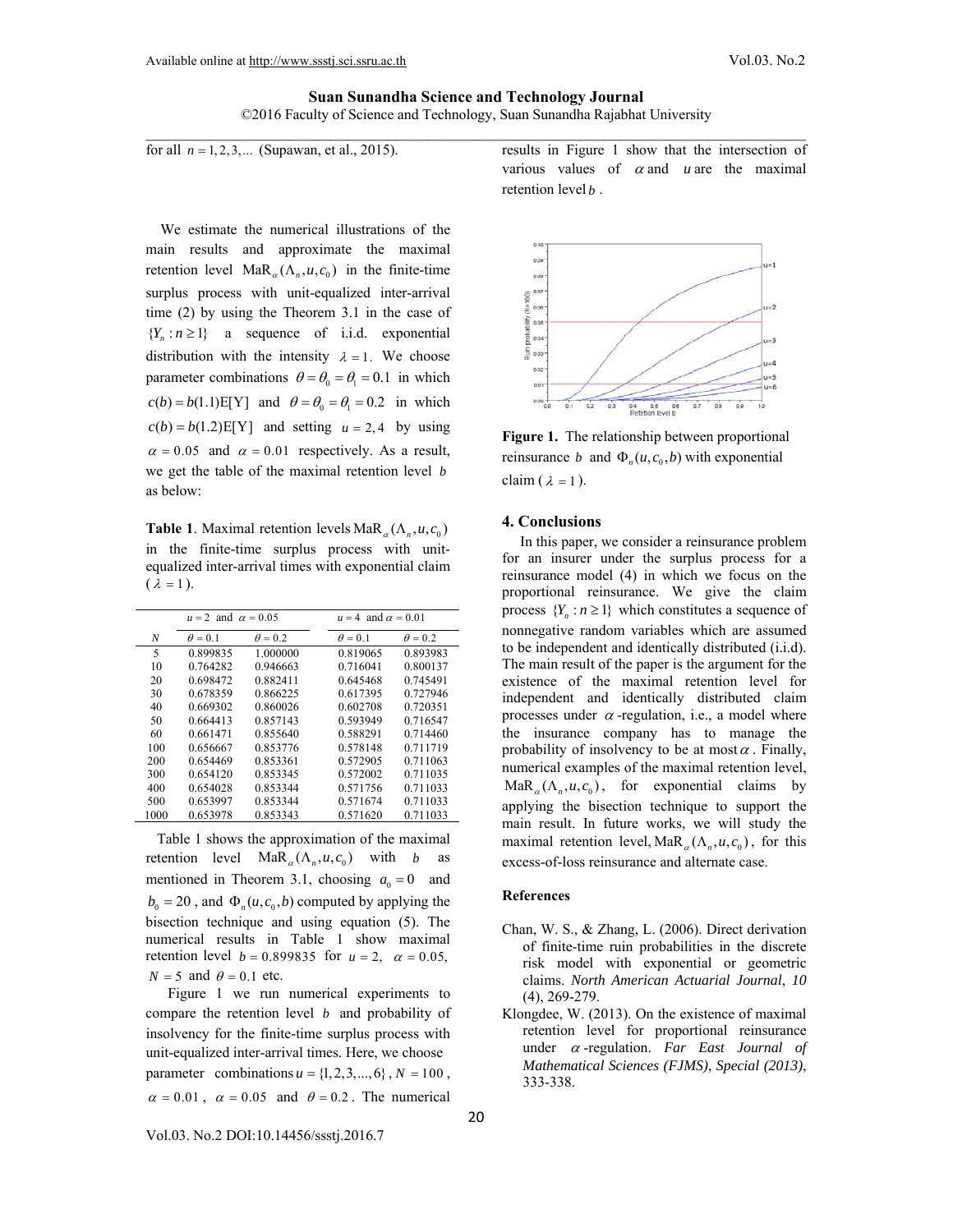for all $n = 1, 2, 3, \ldots$ (Supawan, et al., 2015).

We estimate the numerical illustrations of the main results and approximate the maximal retention level $\mathrm{MaR}_{\alpha}(\Lambda_n, u, c_0)$ in the finite-time surplus process with unit-equalized inter-arrival time (2) by using the Theorem 3.1 in the case of $\{Y_n : n \geq 1\}$ a sequence of i.i.d. exponential distribution with the intensity $\lambda = 1$. We choose parameter combinations $\theta = \theta_0 = \theta_1 = 0.1$ in which $c(b) = b(1.1)\mathrm{E}[\mathrm{Y}]$ and $\theta = \theta_0 = \theta_1 = 0.2$ in which $c(b) = b(1.2)\mathrm{E}[\mathrm{Y}]$ and setting $u = 2, 4$ by using $\alpha = 0.05$ and $\alpha = 0.01$ respectively. As a result, we get the table of the maximal retention level $b$ as below:

**Table 1**. Maximal retention levels $\mathrm{MaR}_{\alpha}(\Lambda_n, u, c_0)$ in the finite-time surplus process with unit-equalized inter-arrival times with exponential claim ($\lambda = 1$).

| | $u = 2$ and $\alpha = 0.05$ | | $u = 4$ and $\alpha = 0.01$ | |
|---|---|---|---|---|
| $N$ | $\theta = 0.1$ | $\theta = 0.2$ | $\theta = 0.1$ | $\theta = 0.2$ |
| 5 | 0.899835 | 1.000000 | 0.819065 | 0.893983 |
| 10 | 0.764282 | 0.946663 | 0.716041 | 0.800137 |
| 20 | 0.698472 | 0.882411 | 0.645468 | 0.745491 |
| 30 | 0.678359 | 0.866225 | 0.617395 | 0.727946 |
| 40 | 0.669302 | 0.860026 | 0.602708 | 0.720351 |
| 50 | 0.664413 | 0.857143 | 0.593949 | 0.716547 |
| 60 | 0.661471 | 0.855640 | 0.588291 | 0.714460 |
| 100 | 0.656667 | 0.853776 | 0.578148 | 0.711719 |
| 200 | 0.654469 | 0.853361 | 0.572905 | 0.711063 |
| 300 | 0.654120 | 0.853345 | 0.572002 | 0.711035 |
| 400 | 0.654028 | 0.853344 | 0.571756 | 0.711033 |
| 500 | 0.653997 | 0.853344 | 0.571674 | 0.711033 |
| 1000 | 0.653978 | 0.853343 | 0.571620 | 0.711033 |

Table 1 shows the approximation of the maximal retention level $\mathrm{MaR}_{\alpha}(\Lambda_n, u, c_0)$ with $b$ as mentioned in Theorem 3.1, choosing $a_0 = 0$ and $b_0 = 20$, and $\Phi_n(u, c_0, b)$ computed by applying the bisection technique and using equation (5). The numerical results in Table 1 show maximal retention level $b = 0.899835$ for $u = 2$, $\alpha = 0.05$, $N = 5$ and $\theta = 0.1$ etc.

Figure 1 we run numerical experiments to compare the retention level $b$ and probability of insolvency for the finite-time surplus process with unit-equalized inter-arrival times. Here, we choose parameter combinations $u = \{1, 2, 3, \ldots, 6\}$, $N = 100$, $\alpha = 0.01$, $\alpha = 0.05$ and $\theta = 0.2$. The numerical results in Figure 1 show that the intersection of various values of $\alpha$ and $u$ are the maximal retention level $b$.

0.10
0.09
0.08
0.07
0.06
0.05
0.04
0.03
0.02
0.01
0.00
Ruin probability (N=100)
0.0 0.1 0.2 0.3 0.4 0.5 0.6 0.7 0.8 0.9 1.0
Retention level b
u=1
u=2
u=3
u=4
u=5
u=6

**Figure 1.** The relationship between proportional reinsurance $b$ and $\Phi_n(u, c_0, b)$ with exponential claim ($\lambda = 1$).

## 4. Conclusions

In this paper, we consider a reinsurance problem for an insurer under the surplus process for a reinsurance model (4) in which we focus on the proportional reinsurance. We give the claim process $\{Y_n : n \geq 1\}$ which constitutes a sequence of nonnegative random variables which are assumed to be independent and identically distributed (i.i.d). The main result of the paper is the argument for the existence of the maximal retention level for independent and identically distributed claim processes under $\alpha$-regulation, i.e., a model where the insurance company has to manage the probability of insolvency to be at most $\alpha$. Finally, numerical examples of the maximal retention level, $\mathrm{MaR}_{\alpha}(\Lambda_n, u, c_0)$, for exponential claims by applying the bisection technique to support the main result. In future works, we will study the maximal retention level, $\mathrm{MaR}_{\alpha}(\Lambda_n, u, c_0)$, for this excess-of-loss reinsurance and alternate case.

### References

Chan, W. S., & Zhang, L. (2006). Direct derivation of finite-time ruin probabilities in the discrete risk model with exponential or geometric claims. *North American Actuarial Journal*, *10* (4), 269-279.

Klongdee, W. (2013). On the existence of maximal retention level for proportional reinsurance under $\alpha$-regulation. *Far East Journal of Mathematical Sciences (FJMS)*, *Special (2013)*, 333-338.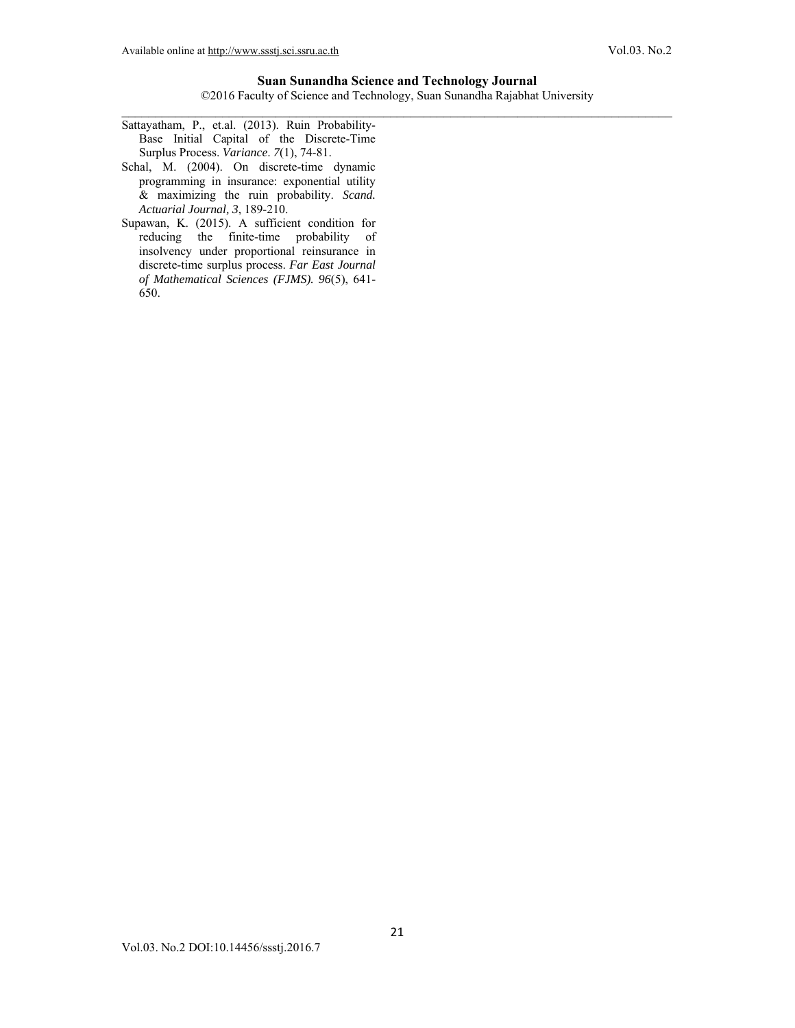Sattayatham, P., et.al. (2013). Ruin Probability-Base Initial Capital of the Discrete-Time Surplus Process. *Variance*. *7*(1), 74-81.

Schal, M. (2004). On discrete-time dynamic programming in insurance: exponential utility & maximizing the ruin probability. *Scand. Actuarial Journal, 3*, 189-210.

Supawan, K. (2015). A sufficient condition for reducing the finite-time probability of insolvency under proportional reinsurance in discrete-time surplus process. *Far East Journal of Mathematical Sciences (FJMS). 96*(5), 641-650.